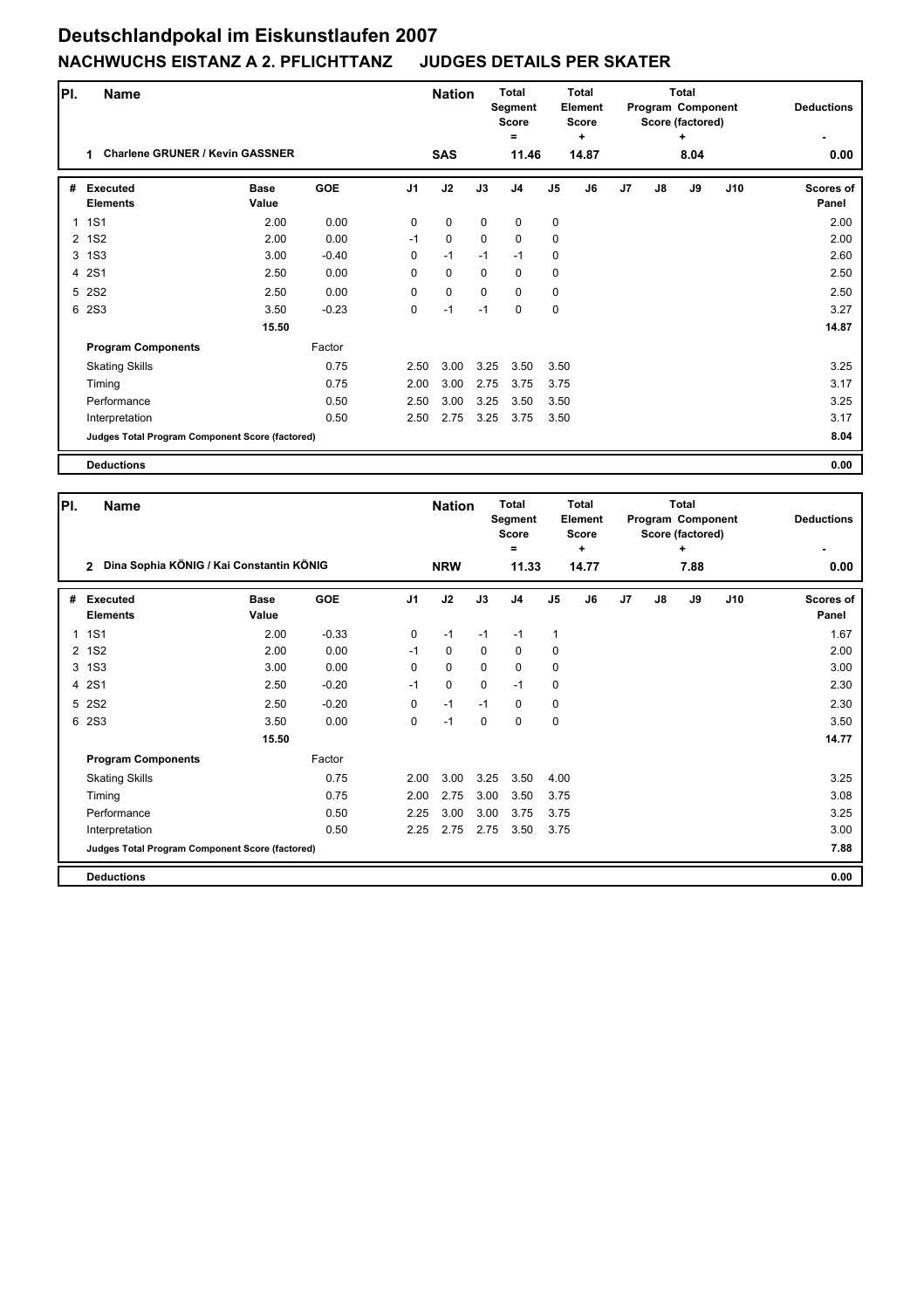# Deutschlandpokal im Eiskunstlaufen 2007

## NACHWUCHS EISTANZ A 2. PFLICHTTANZ JUDGES DETAILS PER SKATER

| Pl. | Name | Nation | Total Segment Score = | Total Element Score + | Total Program Component Score (factored) + | Deductions - |
|---|---|---|---|---|---|---|
| 1 | Charlene GRUNER / Kevin GASSNER | SAS | 11.46 | 14.87 | 8.04 | 0.00 |

| # | Executed Elements | Base Value | GOE | J1 | J2 | J3 | J4 | J5 | J6 | J7 | J8 | J9 | J10 | Scores of Panel |
|---|---|---|---|---|---|---|---|---|---|---|---|---|---|---|
| 1 | 1S1 | 2.00 | 0.00 | 0 | 0 | 0 | 0 | 0 | | | | | | 2.00 |
| 2 | 1S2 | 2.00 | 0.00 | -1 | 0 | 0 | 0 | 0 | | | | | | 2.00 |
| 3 | 1S3 | 3.00 | -0.40 | 0 | -1 | -1 | -1 | 0 | | | | | | 2.60 |
| 4 | 2S1 | 2.50 | 0.00 | 0 | 0 | 0 | 0 | 0 | | | | | | 2.50 |
| 5 | 2S2 | 2.50 | 0.00 | 0 | 0 | 0 | 0 | 0 | | | | | | 2.50 |
| 6 | 2S3 | 3.50 | -0.23 | 0 | -1 | -1 | 0 | 0 | | | | | | 3.27 |
| | | 15.50 | | | | | | | | | | | | 14.87 |
| | **Program Components** | | Factor | | | | | | | | | | | |
| | Skating Skills | | 0.75 | 2.50 | 3.00 | 3.25 | 3.50 | 3.50 | | | | | | 3.25 |
| | Timing | | 0.75 | 2.00 | 3.00 | 2.75 | 3.75 | 3.75 | | | | | | 3.17 |
| | Performance | | 0.50 | 2.50 | 3.00 | 3.25 | 3.50 | 3.50 | | | | | | 3.25 |
| | Interpretation | | 0.50 | 2.50 | 2.75 | 3.25 | 3.75 | 3.50 | | | | | | 3.17 |
| | Judges Total Program Component Score (factored) | | | | | | | | | | | | | 8.04 |
| | **Deductions** | | | | | | | | | | | | | 0.00 |

| Pl. | Name | Nation | Total Segment Score = | Total Element Score + | Total Program Component Score (factored) + | Deductions - |
|---|---|---|---|---|---|---|
| 2 | Dina Sophia KÖNIG / Kai Constantin KÖNIG | NRW | 11.33 | 14.77 | 7.88 | 0.00 |

| # | Executed Elements | Base Value | GOE | J1 | J2 | J3 | J4 | J5 | J6 | J7 | J8 | J9 | J10 | Scores of Panel |
|---|---|---|---|---|---|---|---|---|---|---|---|---|---|---|
| 1 | 1S1 | 2.00 | -0.33 | 0 | -1 | -1 | -1 | 1 | | | | | | 1.67 |
| 2 | 1S2 | 2.00 | 0.00 | -1 | 0 | 0 | 0 | 0 | | | | | | 2.00 |
| 3 | 1S3 | 3.00 | 0.00 | 0 | 0 | 0 | 0 | 0 | | | | | | 3.00 |
| 4 | 2S1 | 2.50 | -0.20 | -1 | 0 | 0 | -1 | 0 | | | | | | 2.30 |
| 5 | 2S2 | 2.50 | -0.20 | 0 | -1 | -1 | 0 | 0 | | | | | | 2.30 |
| 6 | 2S3 | 3.50 | 0.00 | 0 | -1 | 0 | 0 | 0 | | | | | | 3.50 |
| | | 15.50 | | | | | | | | | | | | 14.77 |
| | **Program Components** | | Factor | | | | | | | | | | | |
| | Skating Skills | | 0.75 | 2.00 | 3.00 | 3.25 | 3.50 | 4.00 | | | | | | 3.25 |
| | Timing | | 0.75 | 2.00 | 2.75 | 3.00 | 3.50 | 3.75 | | | | | | 3.08 |
| | Performance | | 0.50 | 2.25 | 3.00 | 3.00 | 3.75 | 3.75 | | | | | | 3.25 |
| | Interpretation | | 0.50 | 2.25 | 2.75 | 2.75 | 3.50 | 3.75 | | | | | | 3.00 |
| | Judges Total Program Component Score (factored) | | | | | | | | | | | | | 7.88 |
| | **Deductions** | | | | | | | | | | | | | 0.00 |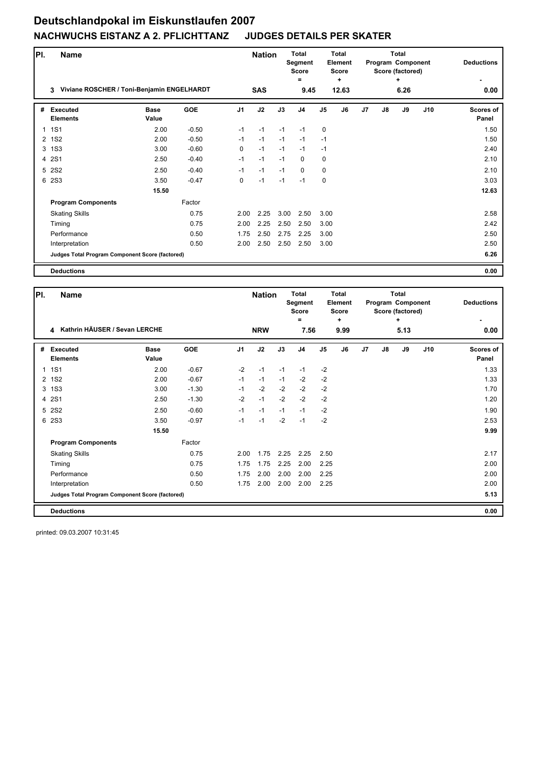# Deutschlandpokal im Eiskunstlaufen 2007

## NACHWUCHS EISTANZ A 2. PFLICHTTANZ JUDGES DETAILS PER SKATER

| Pl. | Name | Nation | Total Segment Score = | Total Element Score + | Total Program Component Score (factored) + | Deductions - |
|---|---|---|---|---|---|---|
| 3 | Viviane ROSCHER / Toni-Benjamin ENGELHARDT | SAS | 9.45 | 12.63 | 6.26 | 0.00 |

| # | Executed Elements | Base Value | GOE | J1 | J2 | J3 | J4 | J5 | J6 | J7 | J8 | J9 | J10 | Scores of Panel |
|---|---|---|---|---|---|---|---|---|---|---|---|---|---|---|
| 1 | 1S1 | 2.00 | -0.50 | -1 | -1 | -1 | -1 | 0 | | | | | | 1.50 |
| 2 | 1S2 | 2.00 | -0.50 | -1 | -1 | -1 | -1 | -1 | | | | | | 1.50 |
| 3 | 1S3 | 3.00 | -0.60 | 0 | -1 | -1 | -1 | -1 | | | | | | 2.40 |
| 4 | 2S1 | 2.50 | -0.40 | -1 | -1 | -1 | 0 | 0 | | | | | | 2.10 |
| 5 | 2S2 | 2.50 | -0.40 | -1 | -1 | -1 | 0 | 0 | | | | | | 2.10 |
| 6 | 2S3 | 3.50 | -0.47 | 0 | -1 | -1 | -1 | 0 | | | | | | 3.03 |
| | | 15.50 | | | | | | | | | | | | 12.63 |
| | **Program Components** | | Factor | | | | | | | | | | | |
| | Skating Skills | | 0.75 | 2.00 | 2.25 | 3.00 | 2.50 | 3.00 | | | | | | 2.58 |
| | Timing | | 0.75 | 2.00 | 2.25 | 2.50 | 2.50 | 3.00 | | | | | | 2.42 |
| | Performance | | 0.50 | 1.75 | 2.50 | 2.75 | 2.25 | 3.00 | | | | | | 2.50 |
| | Interpretation | | 0.50 | 2.00 | 2.50 | 2.50 | 2.50 | 3.00 | | | | | | 2.50 |
| | **Judges Total Program Component Score (factored)** | | | | | | | | | | | | | 6.26 |
| | **Deductions** | | | | | | | | | | | | | 0.00 |

| Pl. | Name | Nation | Total Segment Score = | Total Element Score + | Total Program Component Score (factored) + | Deductions - |
|---|---|---|---|---|---|---|
| 4 | Kathrin HÄUSER / Sevan LERCHE | NRW | 7.56 | 9.99 | 5.13 | 0.00 |

| # | Executed Elements | Base Value | GOE | J1 | J2 | J3 | J4 | J5 | J6 | J7 | J8 | J9 | J10 | Scores of Panel |
|---|---|---|---|---|---|---|---|---|---|---|---|---|---|---|
| 1 | 1S1 | 2.00 | -0.67 | -2 | -1 | -1 | -1 | -2 | | | | | | 1.33 |
| 2 | 1S2 | 2.00 | -0.67 | -1 | -1 | -1 | -2 | -2 | | | | | | 1.33 |
| 3 | 1S3 | 3.00 | -1.30 | -1 | -2 | -2 | -2 | -2 | | | | | | 1.70 |
| 4 | 2S1 | 2.50 | -1.30 | -2 | -1 | -2 | -2 | -2 | | | | | | 1.20 |
| 5 | 2S2 | 2.50 | -0.60 | -1 | -1 | -1 | -1 | -2 | | | | | | 1.90 |
| 6 | 2S3 | 3.50 | -0.97 | -1 | -1 | -2 | -1 | -2 | | | | | | 2.53 |
| | | 15.50 | | | | | | | | | | | | 9.99 |
| | **Program Components** | | Factor | | | | | | | | | | | |
| | Skating Skills | | 0.75 | 2.00 | 1.75 | 2.25 | 2.25 | 2.50 | | | | | | 2.17 |
| | Timing | | 0.75 | 1.75 | 1.75 | 2.25 | 2.00 | 2.25 | | | | | | 2.00 |
| | Performance | | 0.50 | 1.75 | 2.00 | 2.00 | 2.00 | 2.25 | | | | | | 2.00 |
| | Interpretation | | 0.50 | 1.75 | 2.00 | 2.00 | 2.00 | 2.25 | | | | | | 2.00 |
| | **Judges Total Program Component Score (factored)** | | | | | | | | | | | | | 5.13 |
| | **Deductions** | | | | | | | | | | | | | 0.00 |

printed: 09.03.2007 10:31:45